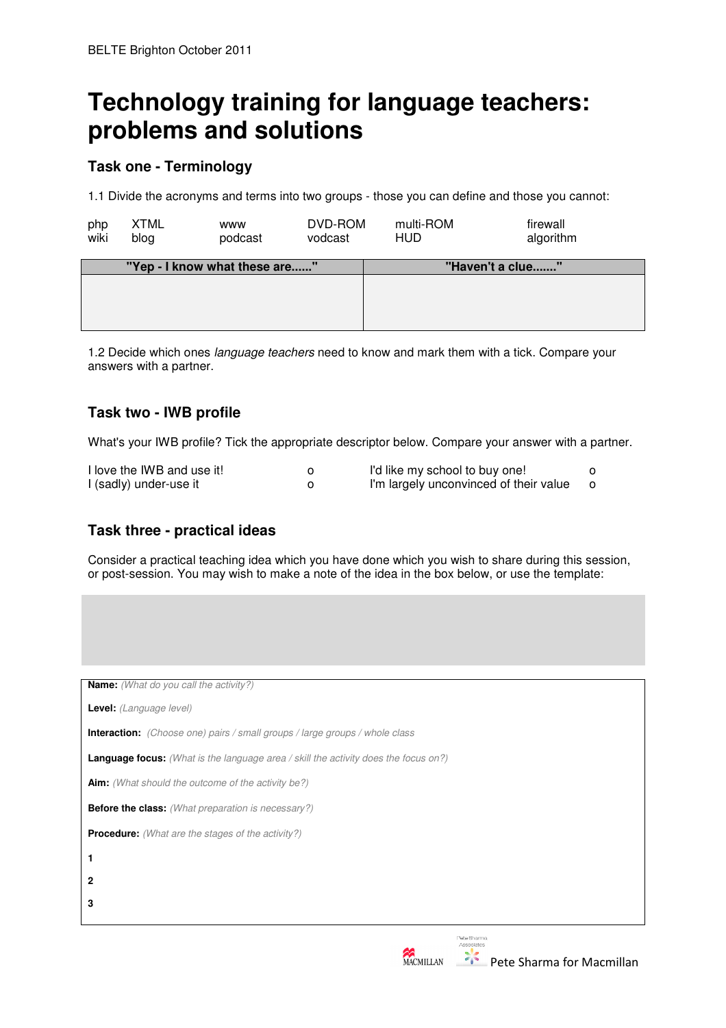BELTE Brighton October 2011

# Technology training for language teachers: problems and solutions

## Task one - Terminology

1.1 Divide the acronyms and terms into two groups - those you can define and those you cannot:

| | | | | | |
|---|---|---|---|---|---|
| php | XTML | www | DVD-ROM | multi-ROM | firewall |
| wiki | blog | podcast | vodcast | HUD | algorithm |

| "Yep - I know what these are......" | "Haven't a clue......." |
|---|---|
| | |

1.2 Decide which ones *language teachers* need to know and mark them with a tick. Compare your answers with a partner.

## Task two - IWB profile

What's your IWB profile? Tick the appropriate descriptor below. Compare your answer with a partner.

| | | | |
|---|---|---|---|
| I love the IWB and use it! | o | I'd like my school to buy one! | o |
| I (sadly) under-use it | o | I'm largely unconvinced of their value | o |

## Task three - practical ideas

Consider a practical teaching idea which you have done which you wish to share during this session, or post-session. You may wish to make a note of the idea in the box below, or use the template:

**Name:** *(What do you call the activity?)*

**Level:** *(Language level)*

**Interaction:** *(Choose one) pairs / small groups / large groups / whole class*

**Language focus:** *(What is the language area / skill the activity does the focus on?)*

**Aim:** *(What should the outcome of the activity be?)*

**Before the class:** *(What preparation is necessary?)*

**Procedure:** *(What are the stages of the activity?)*

**1**

**2**

**3**

MACMILLAN Pete Sharma Associates Pete Sharma for Macmillan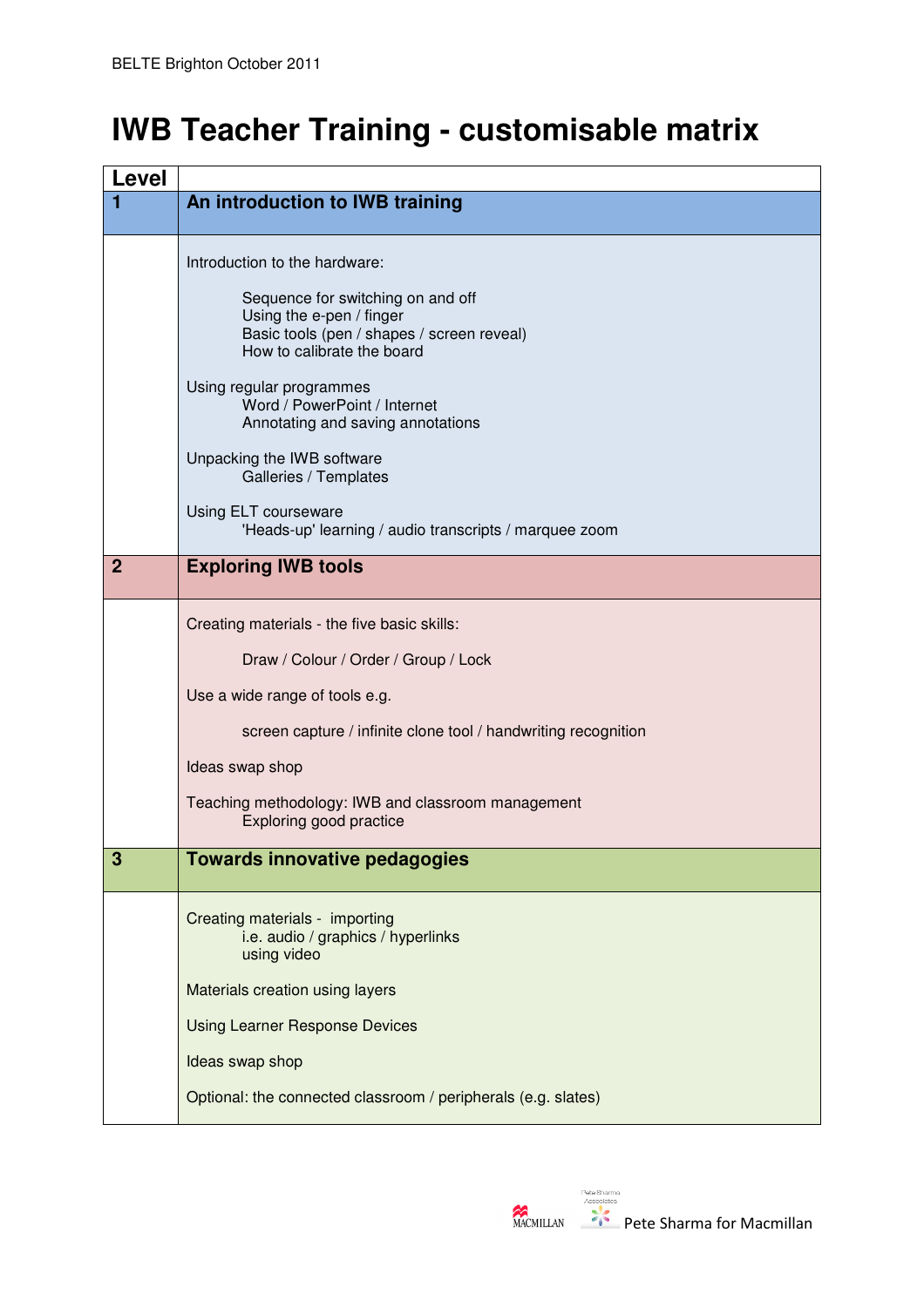# IWB Teacher Training - customisable matrix

| Level | |
|---|---|
| **1** | **An introduction to IWB training** |
| | Introduction to the hardware:<br><br>Sequence for switching on and off<br>Using the e-pen / finger<br>Basic tools (pen / shapes / screen reveal)<br>How to calibrate the board<br><br>Using regular programmes<br>Word / PowerPoint / Internet<br>Annotating and saving annotations<br><br>Unpacking the IWB software<br>Galleries / Templates<br><br>Using ELT courseware<br>'Heads-up' learning / audio transcripts / marquee zoom |
| **2** | **Exploring IWB tools** |
| | Creating materials - the five basic skills:<br><br>Draw / Colour / Order / Group / Lock<br><br>Use a wide range of tools e.g.<br><br>screen capture / infinite clone tool / handwriting recognition<br><br>Ideas swap shop<br><br>Teaching methodology: IWB and classroom management<br>Exploring good practice |
| **3** | **Towards innovative pedagogies** |
| | Creating materials - importing<br>i.e. audio / graphics / hyperlinks<br>using video<br><br>Materials creation using layers<br><br>Using Learner Response Devices<br><br>Ideas swap shop<br><br>Optional: the connected classroom / peripherals (e.g. slates) |

MACMILLAN Pete Sharma Associates Pete Sharma for Macmillan